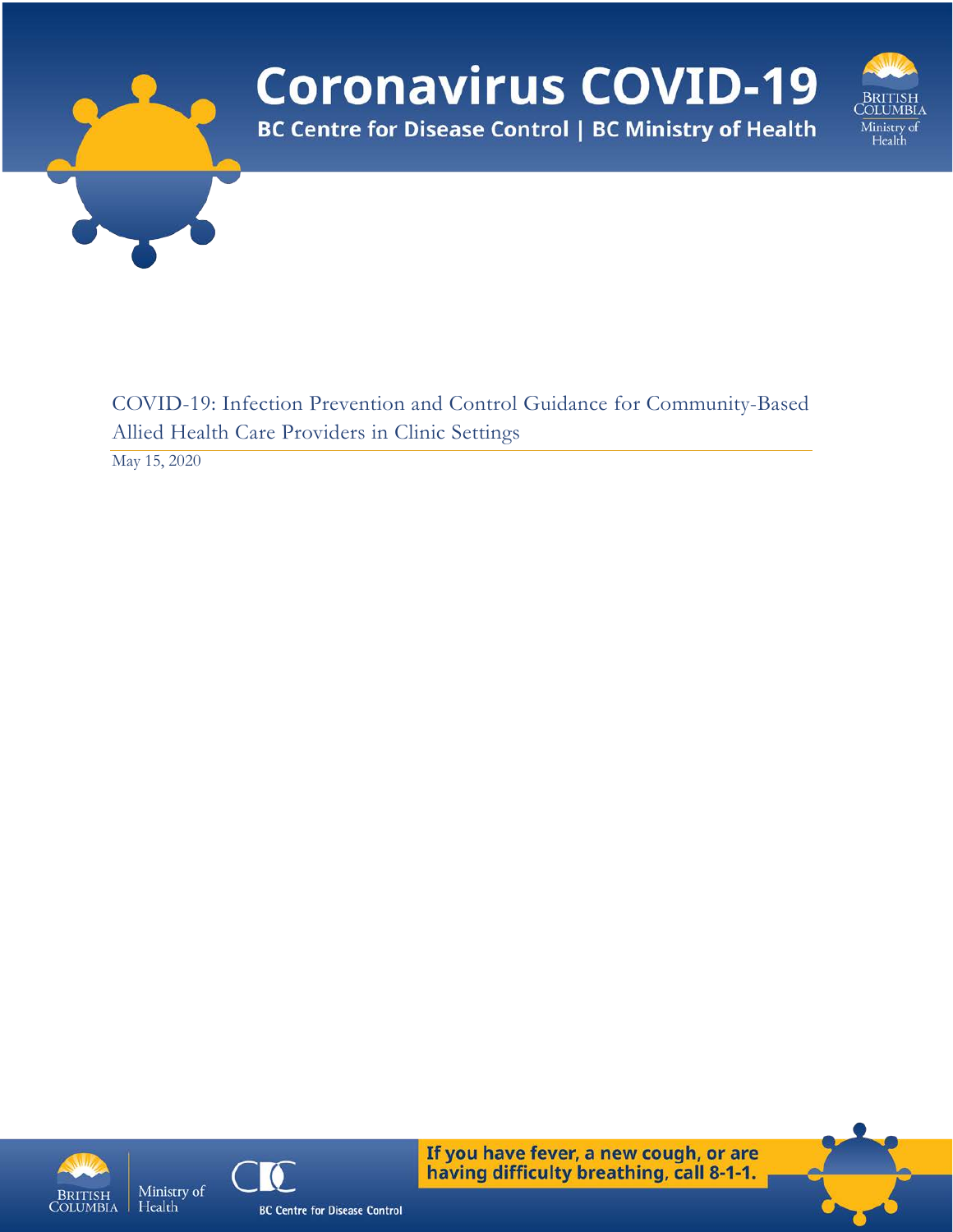# Coronavirus COVID-19

**BC Centre for Disease Control | BC Ministry of Health**

## COVID-19: Infection Prevention and Control Guidance for Community-Based Allied Health Care Providers in Clinic Settings

May 15, 2020

**If you have fever, a new cough, or are having difficulty breathing, call 8-1-1.**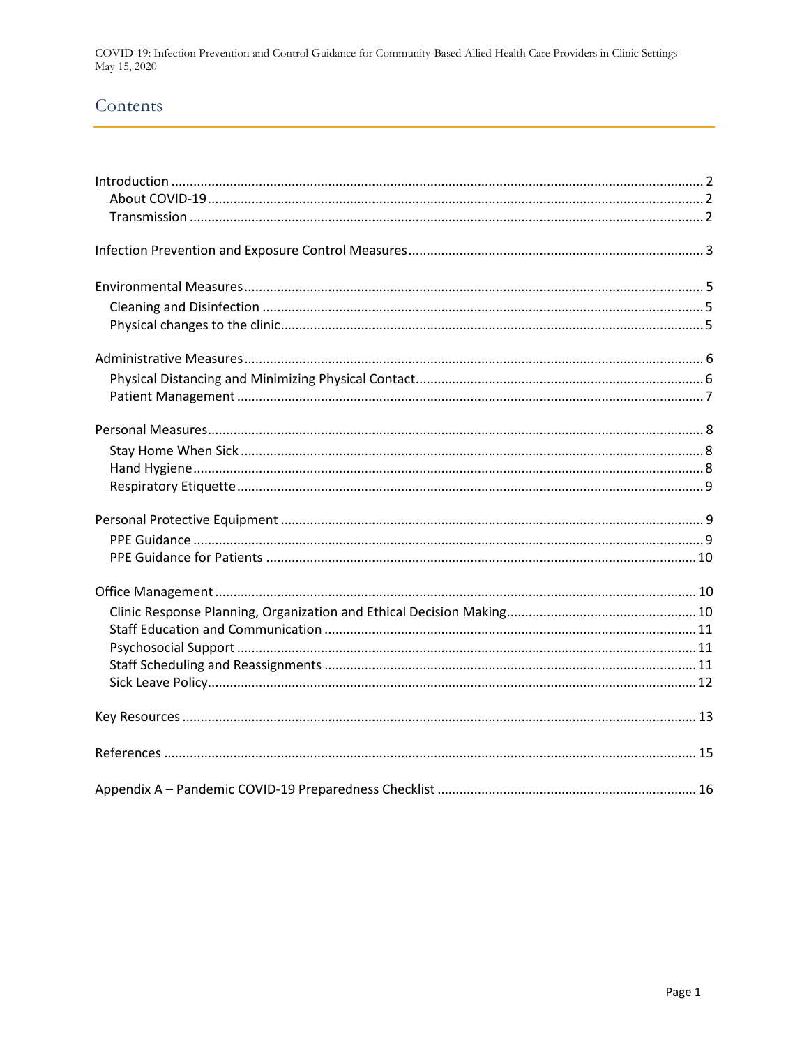# Contents

- Introduction ..... 2
  - About COVID-19 ..... 2
  - Transmission ..... 2
- Infection Prevention and Exposure Control Measures ..... 3
- Environmental Measures ..... 5
  - Cleaning and Disinfection ..... 5
  - Physical changes to the clinic ..... 5
- Administrative Measures ..... 6
  - Physical Distancing and Minimizing Physical Contact ..... 6
  - Patient Management ..... 7
- Personal Measures ..... 8
  - Stay Home When Sick ..... 8
  - Hand Hygiene ..... 8
  - Respiratory Etiquette ..... 9
- Personal Protective Equipment ..... 9
  - PPE Guidance ..... 9
  - PPE Guidance for Patients ..... 10
- Office Management ..... 10
  - Clinic Response Planning, Organization and Ethical Decision Making ..... 10
  - Staff Education and Communication ..... 11
  - Psychosocial Support ..... 11
  - Staff Scheduling and Reassignments ..... 11
  - Sick Leave Policy ..... 12
- Key Resources ..... 13
- References ..... 15
- Appendix A – Pandemic COVID-19 Preparedness Checklist ..... 16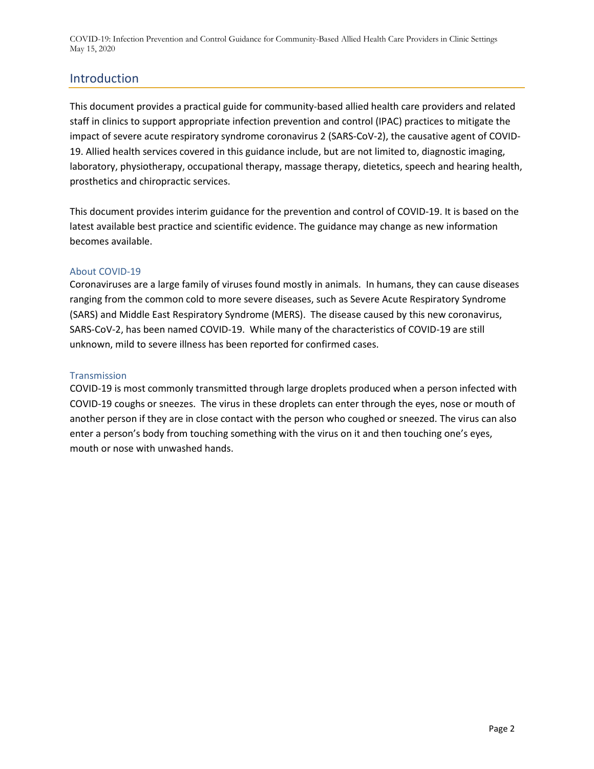## Introduction

This document provides a practical guide for community-based allied health care providers and related staff in clinics to support appropriate infection prevention and control (IPAC) practices to mitigate the impact of severe acute respiratory syndrome coronavirus 2 (SARS-CoV-2), the causative agent of COVID-19. Allied health services covered in this guidance include, but are not limited to, diagnostic imaging, laboratory, physiotherapy, occupational therapy, massage therapy, dietetics, speech and hearing health, prosthetics and chiropractic services.

This document provides interim guidance for the prevention and control of COVID-19. It is based on the latest available best practice and scientific evidence. The guidance may change as new information becomes available.

### About COVID-19

Coronaviruses are a large family of viruses found mostly in animals. In humans, they can cause diseases ranging from the common cold to more severe diseases, such as Severe Acute Respiratory Syndrome (SARS) and Middle East Respiratory Syndrome (MERS). The disease caused by this new coronavirus, SARS-CoV-2, has been named COVID-19. While many of the characteristics of COVID-19 are still unknown, mild to severe illness has been reported for confirmed cases.

### Transmission

COVID-19 is most commonly transmitted through large droplets produced when a person infected with COVID-19 coughs or sneezes. The virus in these droplets can enter through the eyes, nose or mouth of another person if they are in close contact with the person who coughed or sneezed. The virus can also enter a person's body from touching something with the virus on it and then touching one's eyes, mouth or nose with unwashed hands.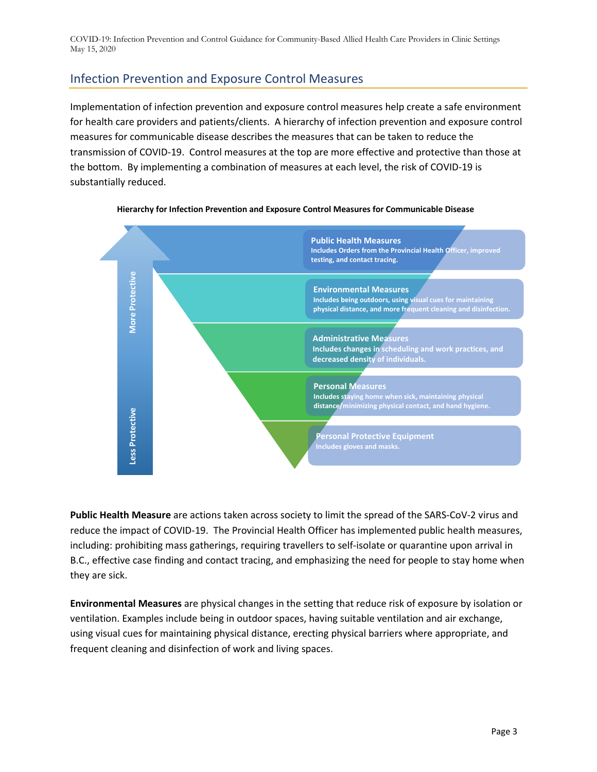## Infection Prevention and Exposure Control Measures

Implementation of infection prevention and exposure control measures help create a safe environment for health care providers and patients/clients. A hierarchy of infection prevention and exposure control measures for communicable disease describes the measures that can be taken to reduce the transmission of COVID-19. Control measures at the top are more effective and protective than those at the bottom. By implementing a combination of measures at each level, the risk of COVID-19 is substantially reduced.

**Hierarchy for Infection Prevention and Exposure Control Measures for Communicable Disease**

More Protective

**Public Health Measures**
Includes Orders from the Provincial Health Officer, improved testing, and contact tracing.

**Environmental Measures**
Includes being outdoors, using visual cues for maintaining physical distance, and more frequent cleaning and disinfection.

**Administrative Measures**
Includes changes in scheduling and work practices, and decreased density of individuals.

**Personal Measures**
Includes staying home when sick, maintaining physical distance/minimizing physical contact, and hand hygiene.

**Personal Protective Equipment**
Includes gloves and masks.

Less Protective

**Public Health Measure** are actions taken across society to limit the spread of the SARS-CoV-2 virus and reduce the impact of COVID-19. The Provincial Health Officer has implemented public health measures, including: prohibiting mass gatherings, requiring travellers to self-isolate or quarantine upon arrival in B.C., effective case finding and contact tracing, and emphasizing the need for people to stay home when they are sick.

**Environmental Measures** are physical changes in the setting that reduce risk of exposure by isolation or ventilation. Examples include being in outdoor spaces, having suitable ventilation and air exchange, using visual cues for maintaining physical distance, erecting physical barriers where appropriate, and frequent cleaning and disinfection of work and living spaces.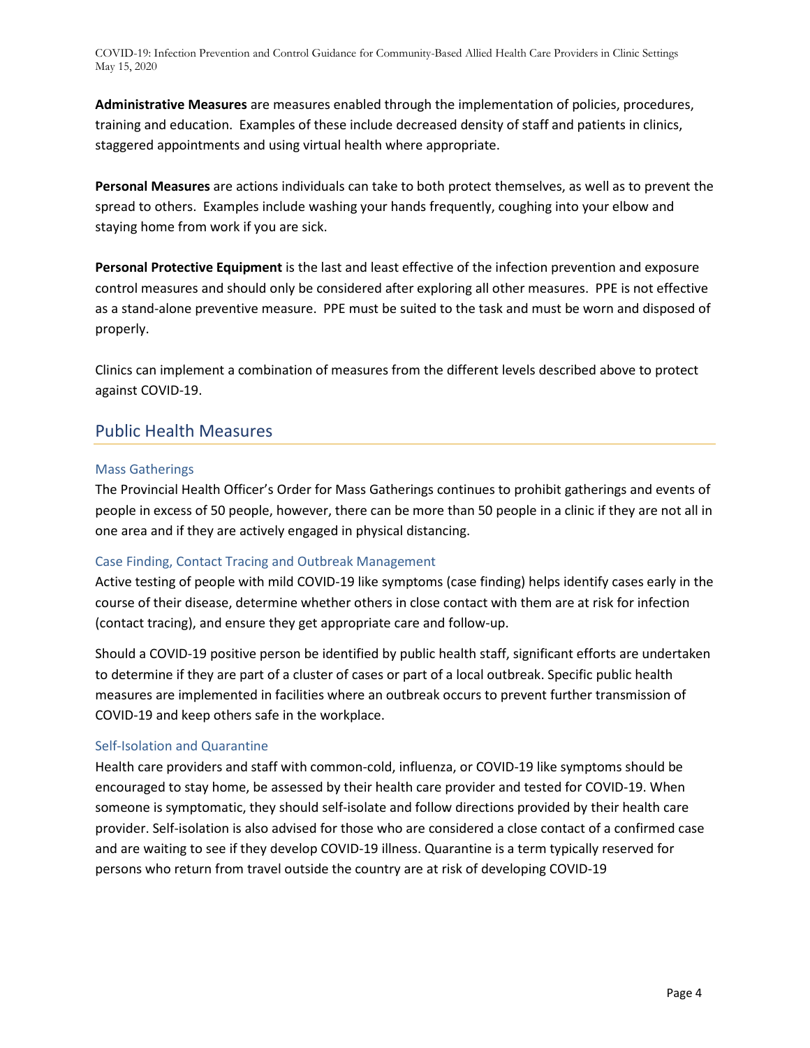**Administrative Measures** are measures enabled through the implementation of policies, procedures, training and education. Examples of these include decreased density of staff and patients in clinics, staggered appointments and using virtual health where appropriate.

**Personal Measures** are actions individuals can take to both protect themselves, as well as to prevent the spread to others. Examples include washing your hands frequently, coughing into your elbow and staying home from work if you are sick.

**Personal Protective Equipment** is the last and least effective of the infection prevention and exposure control measures and should only be considered after exploring all other measures. PPE is not effective as a stand-alone preventive measure. PPE must be suited to the task and must be worn and disposed of properly.

Clinics can implement a combination of measures from the different levels described above to protect against COVID-19.

## Public Health Measures

### Mass Gatherings

The Provincial Health Officer's Order for Mass Gatherings continues to prohibit gatherings and events of people in excess of 50 people, however, there can be more than 50 people in a clinic if they are not all in one area and if they are actively engaged in physical distancing.

### Case Finding, Contact Tracing and Outbreak Management

Active testing of people with mild COVID-19 like symptoms (case finding) helps identify cases early in the course of their disease, determine whether others in close contact with them are at risk for infection (contact tracing), and ensure they get appropriate care and follow-up.

Should a COVID-19 positive person be identified by public health staff, significant efforts are undertaken to determine if they are part of a cluster of cases or part of a local outbreak. Specific public health measures are implemented in facilities where an outbreak occurs to prevent further transmission of COVID-19 and keep others safe in the workplace.

### Self-Isolation and Quarantine

Health care providers and staff with common-cold, influenza, or COVID-19 like symptoms should be encouraged to stay home, be assessed by their health care provider and tested for COVID-19. When someone is symptomatic, they should self-isolate and follow directions provided by their health care provider. Self-isolation is also advised for those who are considered a close contact of a confirmed case and are waiting to see if they develop COVID-19 illness. Quarantine is a term typically reserved for persons who return from travel outside the country are at risk of developing COVID-19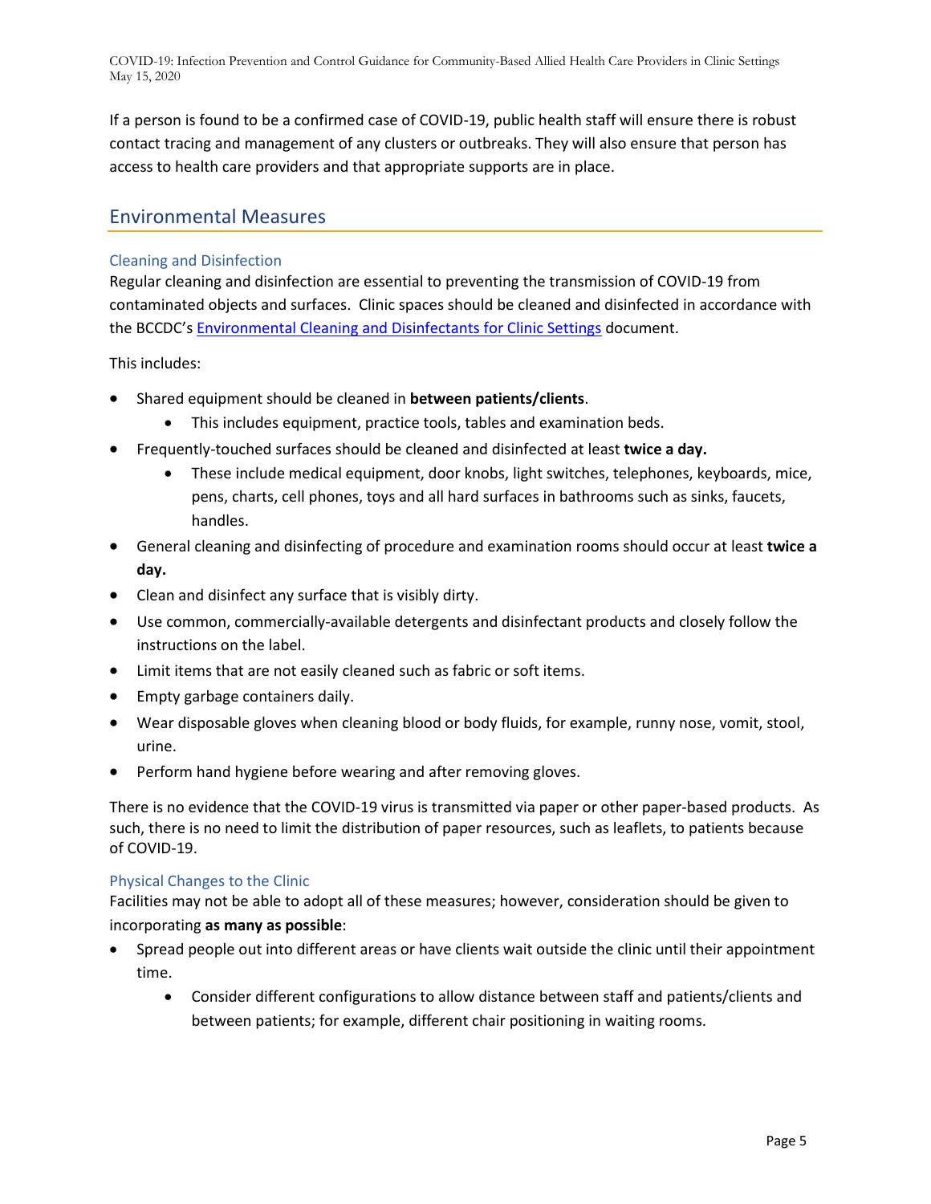If a person is found to be a confirmed case of COVID-19, public health staff will ensure there is robust contact tracing and management of any clusters or outbreaks. They will also ensure that person has access to health care providers and that appropriate supports are in place.

## Environmental Measures

### Cleaning and Disinfection

Regular cleaning and disinfection are essential to preventing the transmission of COVID-19 from contaminated objects and surfaces. Clinic spaces should be cleaned and disinfected in accordance with the BCCDC's Environmental Cleaning and Disinfectants for Clinic Settings document.

This includes:

- Shared equipment should be cleaned in **between patients/clients**.
  - This includes equipment, practice tools, tables and examination beds.
- Frequently-touched surfaces should be cleaned and disinfected at least **twice a day.**
  - These include medical equipment, door knobs, light switches, telephones, keyboards, mice, pens, charts, cell phones, toys and all hard surfaces in bathrooms such as sinks, faucets, handles.
- General cleaning and disinfecting of procedure and examination rooms should occur at least **twice a day.**
- Clean and disinfect any surface that is visibly dirty.
- Use common, commercially-available detergents and disinfectant products and closely follow the instructions on the label.
- Limit items that are not easily cleaned such as fabric or soft items.
- Empty garbage containers daily.
- Wear disposable gloves when cleaning blood or body fluids, for example, runny nose, vomit, stool, urine.
- Perform hand hygiene before wearing and after removing gloves.

There is no evidence that the COVID-19 virus is transmitted via paper or other paper-based products. As such, there is no need to limit the distribution of paper resources, such as leaflets, to patients because of COVID-19.

### Physical Changes to the Clinic

Facilities may not be able to adopt all of these measures; however, consideration should be given to incorporating **as many as possible**:

- Spread people out into different areas or have clients wait outside the clinic until their appointment time.
  - Consider different configurations to allow distance between staff and patients/clients and between patients; for example, different chair positioning in waiting rooms.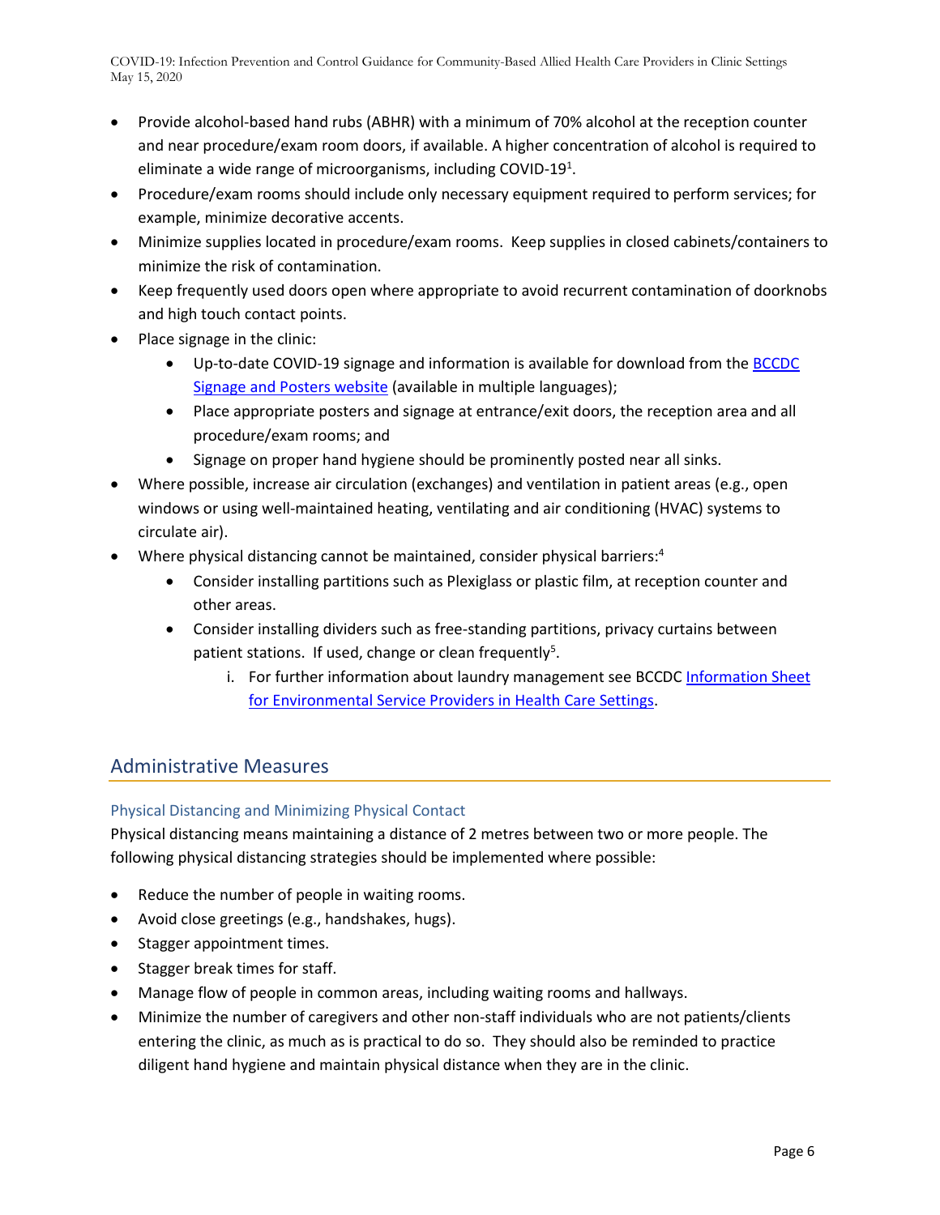- Provide alcohol-based hand rubs (ABHR) with a minimum of 70% alcohol at the reception counter and near procedure/exam room doors, if available. A higher concentration of alcohol is required to eliminate a wide range of microorganisms, including COVID-19[1].
- Procedure/exam rooms should include only necessary equipment required to perform services; for example, minimize decorative accents.
- Minimize supplies located in procedure/exam rooms. Keep supplies in closed cabinets/containers to minimize the risk of contamination.
- Keep frequently used doors open where appropriate to avoid recurrent contamination of doorknobs and high touch contact points.
- Place signage in the clinic:
  - Up-to-date COVID-19 signage and information is available for download from the BCCDC Signage and Posters website (available in multiple languages);
  - Place appropriate posters and signage at entrance/exit doors, the reception area and all procedure/exam rooms; and
  - Signage on proper hand hygiene should be prominently posted near all sinks.
- Where possible, increase air circulation (exchanges) and ventilation in patient areas (e.g., open windows or using well-maintained heating, ventilating and air conditioning (HVAC) systems to circulate air).
- Where physical distancing cannot be maintained, consider physical barriers:[4]
  - Consider installing partitions such as Plexiglass or plastic film, at reception counter and other areas.
  - Consider installing dividers such as free-standing partitions, privacy curtains between patient stations. If used, change or clean frequently[5].
    i. For further information about laundry management see BCCDC Information Sheet for Environmental Service Providers in Health Care Settings.

## Administrative Measures

### Physical Distancing and Minimizing Physical Contact

Physical distancing means maintaining a distance of 2 metres between two or more people. The following physical distancing strategies should be implemented where possible:

- Reduce the number of people in waiting rooms.
- Avoid close greetings (e.g., handshakes, hugs).
- Stagger appointment times.
- Stagger break times for staff.
- Manage flow of people in common areas, including waiting rooms and hallways.
- Minimize the number of caregivers and other non-staff individuals who are not patients/clients entering the clinic, as much as is practical to do so. They should also be reminded to practice diligent hand hygiene and maintain physical distance when they are in the clinic.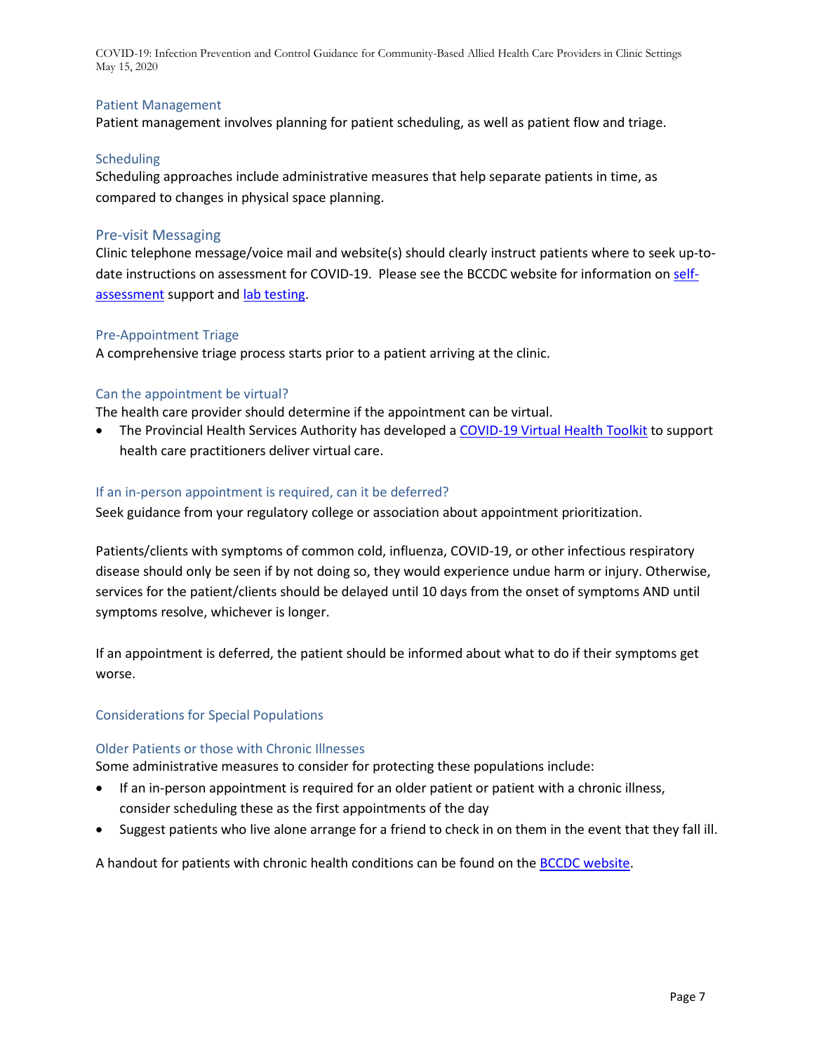## Patient Management

Patient management involves planning for patient scheduling, as well as patient flow and triage.

### Scheduling

Scheduling approaches include administrative measures that help separate patients in time, as compared to changes in physical space planning.

### Pre-visit Messaging

Clinic telephone message/voice mail and website(s) should clearly instruct patients where to seek up-to-date instructions on assessment for COVID-19. Please see the BCCDC website for information on self-assessment support and lab testing.

### Pre-Appointment Triage

A comprehensive triage process starts prior to a patient arriving at the clinic.

#### Can the appointment be virtual?

The health care provider should determine if the appointment can be virtual.

- The Provincial Health Services Authority has developed a COVID-19 Virtual Health Toolkit to support health care practitioners deliver virtual care.

#### If an in-person appointment is required, can it be deferred?

Seek guidance from your regulatory college or association about appointment prioritization.

Patients/clients with symptoms of common cold, influenza, COVID-19, or other infectious respiratory disease should only be seen if by not doing so, they would experience undue harm or injury. Otherwise, services for the patient/clients should be delayed until 10 days from the onset of symptoms AND until symptoms resolve, whichever is longer.

If an appointment is deferred, the patient should be informed about what to do if their symptoms get worse.

### Considerations for Special Populations

#### Older Patients or those with Chronic Illnesses

Some administrative measures to consider for protecting these populations include:

- If an in-person appointment is required for an older patient or patient with a chronic illness, consider scheduling these as the first appointments of the day
- Suggest patients who live alone arrange for a friend to check in on them in the event that they fall ill.

A handout for patients with chronic health conditions can be found on the BCCDC website.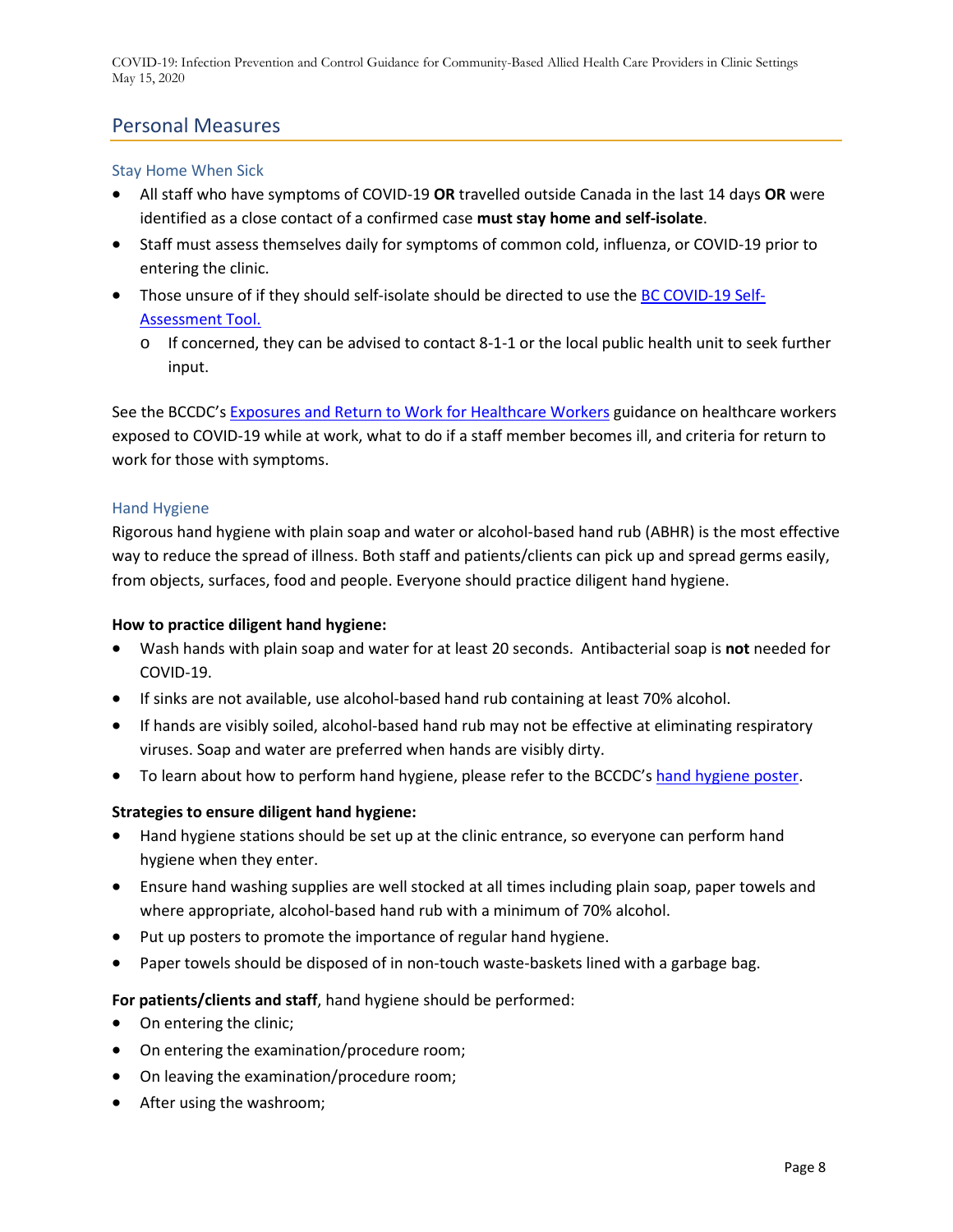## Personal Measures

### Stay Home When Sick

- All staff who have symptoms of COVID-19 **OR** travelled outside Canada in the last 14 days **OR** were identified as a close contact of a confirmed case **must stay home and self-isolate**.
- Staff must assess themselves daily for symptoms of common cold, influenza, or COVID-19 prior to entering the clinic.
- Those unsure of if they should self-isolate should be directed to use the BC COVID-19 Self-Assessment Tool.
  - If concerned, they can be advised to contact 8-1-1 or the local public health unit to seek further input.

See the BCCDC's Exposures and Return to Work for Healthcare Workers guidance on healthcare workers exposed to COVID-19 while at work, what to do if a staff member becomes ill, and criteria for return to work for those with symptoms.

### Hand Hygiene

Rigorous hand hygiene with plain soap and water or alcohol-based hand rub (ABHR) is the most effective way to reduce the spread of illness. Both staff and patients/clients can pick up and spread germs easily, from objects, surfaces, food and people. Everyone should practice diligent hand hygiene.

**How to practice diligent hand hygiene:**

- Wash hands with plain soap and water for at least 20 seconds. Antibacterial soap is **not** needed for COVID-19.
- If sinks are not available, use alcohol-based hand rub containing at least 70% alcohol.
- If hands are visibly soiled, alcohol-based hand rub may not be effective at eliminating respiratory viruses. Soap and water are preferred when hands are visibly dirty.
- To learn about how to perform hand hygiene, please refer to the BCCDC's hand hygiene poster.

**Strategies to ensure diligent hand hygiene:**

- Hand hygiene stations should be set up at the clinic entrance, so everyone can perform hand hygiene when they enter.
- Ensure hand washing supplies are well stocked at all times including plain soap, paper towels and where appropriate, alcohol-based hand rub with a minimum of 70% alcohol.
- Put up posters to promote the importance of regular hand hygiene.
- Paper towels should be disposed of in non-touch waste-baskets lined with a garbage bag.

**For patients/clients and staff**, hand hygiene should be performed:

- On entering the clinic;
- On entering the examination/procedure room;
- On leaving the examination/procedure room;
- After using the washroom;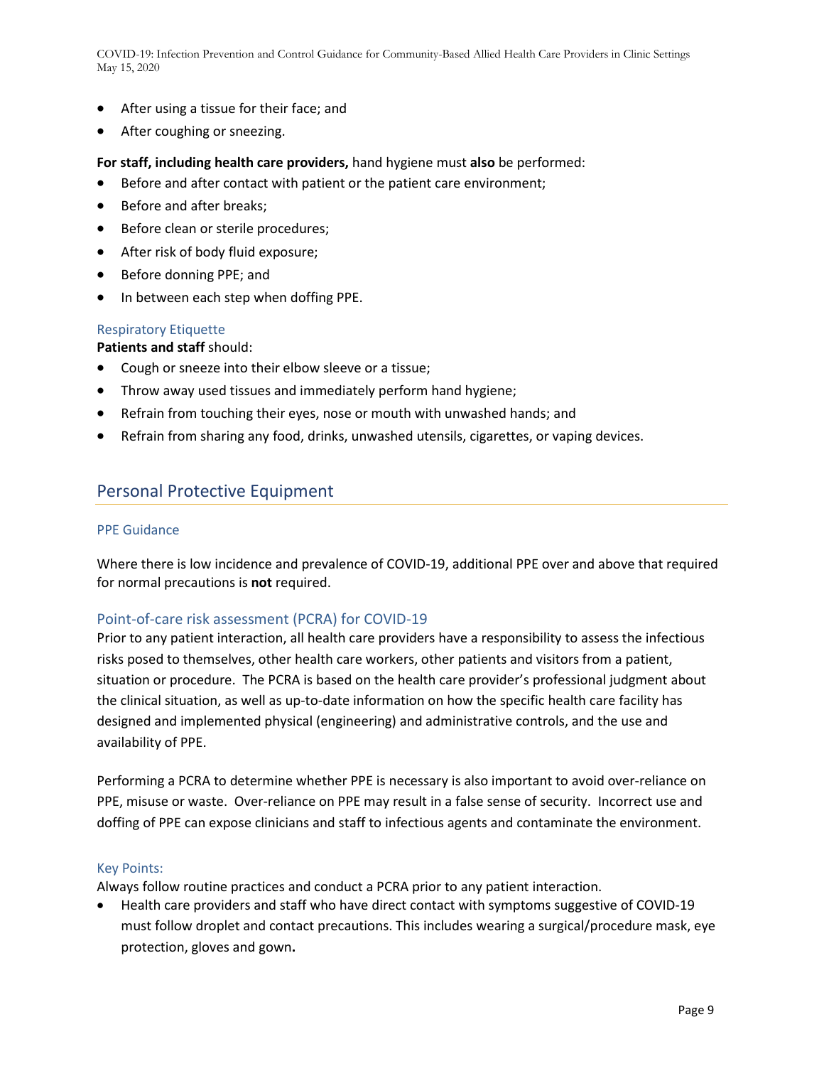- After using a tissue for their face; and
- After coughing or sneezing.

**For staff, including health care providers,** hand hygiene must **also** be performed:

- Before and after contact with patient or the patient care environment;
- Before and after breaks;
- Before clean or sterile procedures;
- After risk of body fluid exposure;
- Before donning PPE; and
- In between each step when doffing PPE.

### Respiratory Etiquette

**Patients and staff** should:

- Cough or sneeze into their elbow sleeve or a tissue;
- Throw away used tissues and immediately perform hand hygiene;
- Refrain from touching their eyes, nose or mouth with unwashed hands; and
- Refrain from sharing any food, drinks, unwashed utensils, cigarettes, or vaping devices.

## Personal Protective Equipment

### PPE Guidance

Where there is low incidence and prevalence of COVID-19, additional PPE over and above that required for normal precautions is **not** required.

### Point-of-care risk assessment (PCRA) for COVID-19

Prior to any patient interaction, all health care providers have a responsibility to assess the infectious risks posed to themselves, other health care workers, other patients and visitors from a patient, situation or procedure. The PCRA is based on the health care provider's professional judgment about the clinical situation, as well as up-to-date information on how the specific health care facility has designed and implemented physical (engineering) and administrative controls, and the use and availability of PPE.

Performing a PCRA to determine whether PPE is necessary is also important to avoid over-reliance on PPE, misuse or waste. Over-reliance on PPE may result in a false sense of security. Incorrect use and doffing of PPE can expose clinicians and staff to infectious agents and contaminate the environment.

### Key Points:

Always follow routine practices and conduct a PCRA prior to any patient interaction.

- Health care providers and staff who have direct contact with symptoms suggestive of COVID-19 must follow droplet and contact precautions. This includes wearing a surgical/procedure mask, eye protection, gloves and gown**.**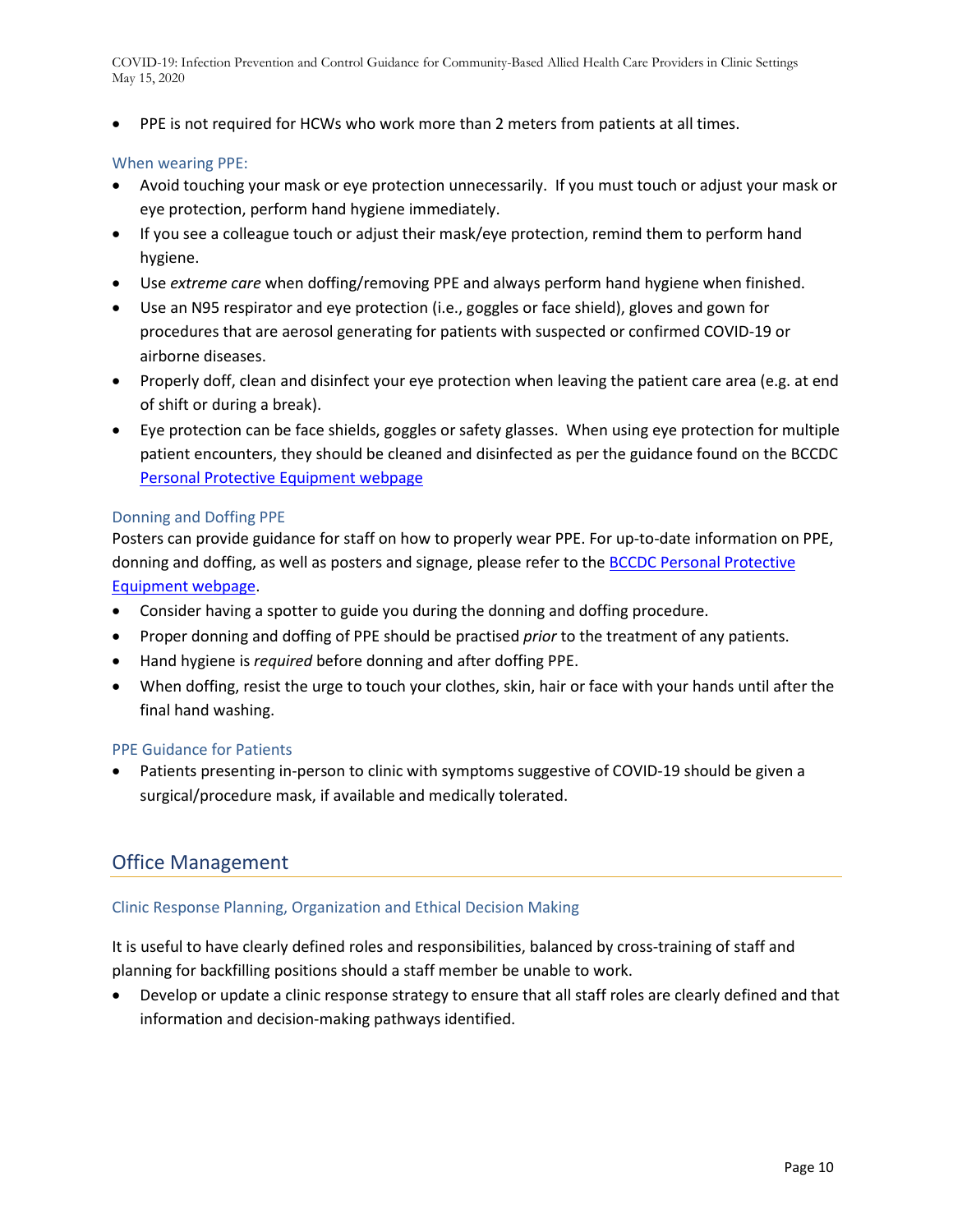- PPE is not required for HCWs who work more than 2 meters from patients at all times.

### When wearing PPE:

- Avoid touching your mask or eye protection unnecessarily. If you must touch or adjust your mask or eye protection, perform hand hygiene immediately.
- If you see a colleague touch or adjust their mask/eye protection, remind them to perform hand hygiene.
- Use *extreme care* when doffing/removing PPE and always perform hand hygiene when finished.
- Use an N95 respirator and eye protection (i.e., goggles or face shield), gloves and gown for procedures that are aerosol generating for patients with suspected or confirmed COVID-19 or airborne diseases.
- Properly doff, clean and disinfect your eye protection when leaving the patient care area (e.g. at end of shift or during a break).
- Eye protection can be face shields, goggles or safety glasses. When using eye protection for multiple patient encounters, they should be cleaned and disinfected as per the guidance found on the BCCDC Personal Protective Equipment webpage

### Donning and Doffing PPE

Posters can provide guidance for staff on how to properly wear PPE. For up-to-date information on PPE, donning and doffing, as well as posters and signage, please refer to the BCCDC Personal Protective Equipment webpage.

- Consider having a spotter to guide you during the donning and doffing procedure.
- Proper donning and doffing of PPE should be practised *prior* to the treatment of any patients.
- Hand hygiene is *required* before donning and after doffing PPE.
- When doffing, resist the urge to touch your clothes, skin, hair or face with your hands until after the final hand washing.

### PPE Guidance for Patients

- Patients presenting in-person to clinic with symptoms suggestive of COVID-19 should be given a surgical/procedure mask, if available and medically tolerated.

## Office Management

### Clinic Response Planning, Organization and Ethical Decision Making

It is useful to have clearly defined roles and responsibilities, balanced by cross-training of staff and planning for backfilling positions should a staff member be unable to work.

- Develop or update a clinic response strategy to ensure that all staff roles are clearly defined and that information and decision-making pathways identified.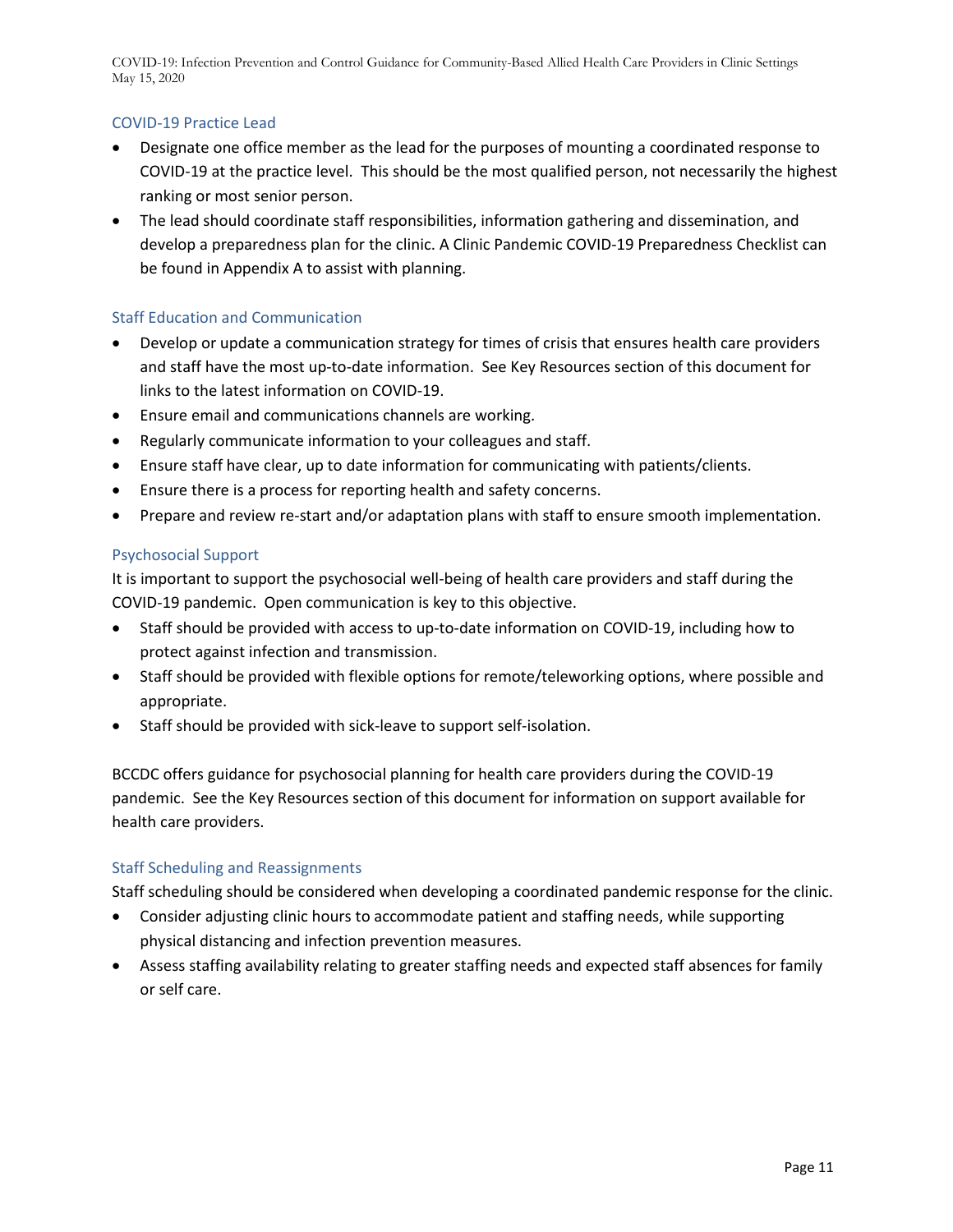### COVID-19 Practice Lead

- Designate one office member as the lead for the purposes of mounting a coordinated response to COVID-19 at the practice level. This should be the most qualified person, not necessarily the highest ranking or most senior person.
- The lead should coordinate staff responsibilities, information gathering and dissemination, and develop a preparedness plan for the clinic. A Clinic Pandemic COVID-19 Preparedness Checklist can be found in Appendix A to assist with planning.

### Staff Education and Communication

- Develop or update a communication strategy for times of crisis that ensures health care providers and staff have the most up-to-date information. See Key Resources section of this document for links to the latest information on COVID-19.
- Ensure email and communications channels are working.
- Regularly communicate information to your colleagues and staff.
- Ensure staff have clear, up to date information for communicating with patients/clients.
- Ensure there is a process for reporting health and safety concerns.
- Prepare and review re-start and/or adaptation plans with staff to ensure smooth implementation.

### Psychosocial Support

It is important to support the psychosocial well-being of health care providers and staff during the COVID-19 pandemic. Open communication is key to this objective.

- Staff should be provided with access to up-to-date information on COVID-19, including how to protect against infection and transmission.
- Staff should be provided with flexible options for remote/teleworking options, where possible and appropriate.
- Staff should be provided with sick-leave to support self-isolation.

BCCDC offers guidance for psychosocial planning for health care providers during the COVID-19 pandemic. See the Key Resources section of this document for information on support available for health care providers.

### Staff Scheduling and Reassignments

Staff scheduling should be considered when developing a coordinated pandemic response for the clinic.

- Consider adjusting clinic hours to accommodate patient and staffing needs, while supporting physical distancing and infection prevention measures.
- Assess staffing availability relating to greater staffing needs and expected staff absences for family or self care.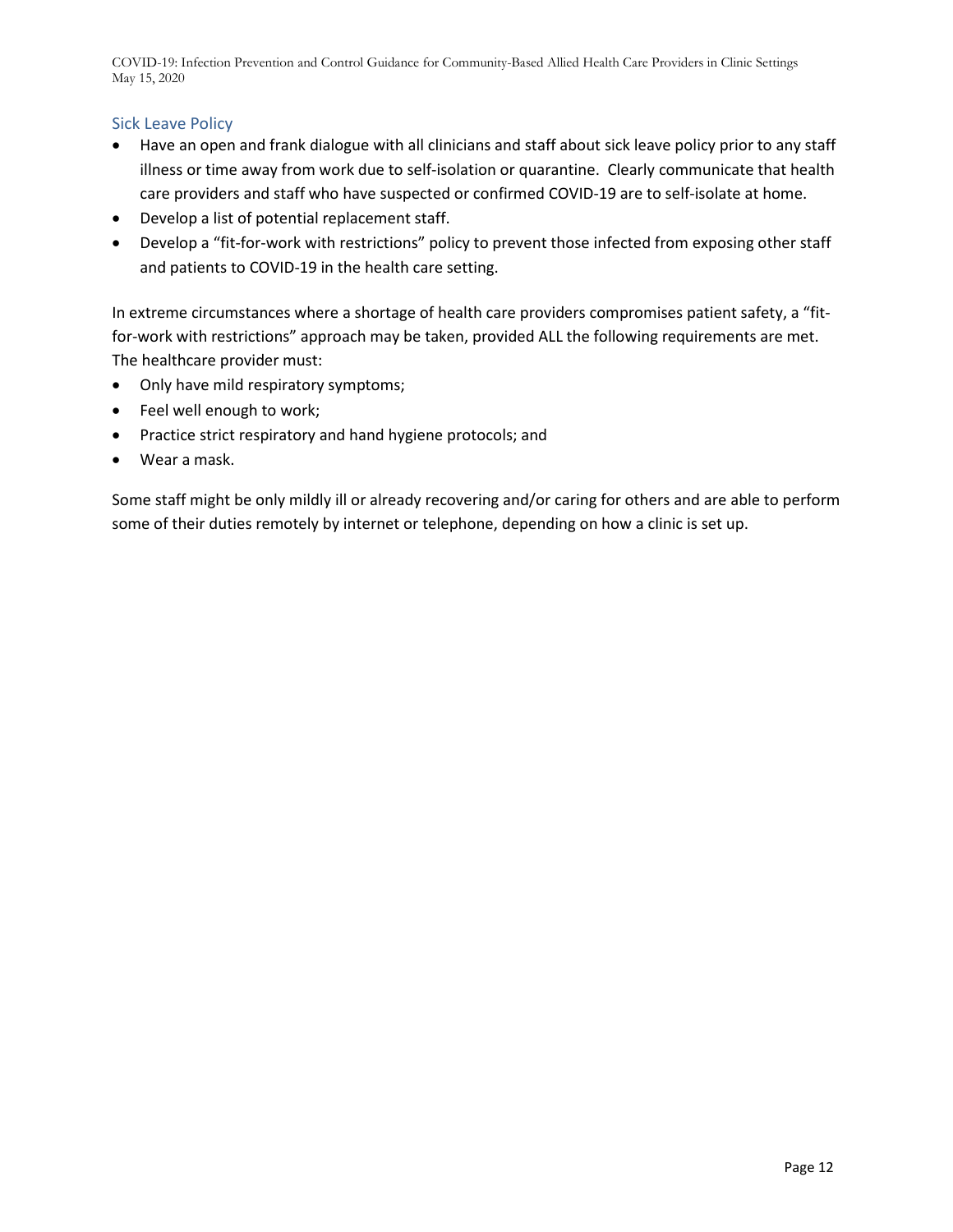## Sick Leave Policy

- Have an open and frank dialogue with all clinicians and staff about sick leave policy prior to any staff illness or time away from work due to self-isolation or quarantine. Clearly communicate that health care providers and staff who have suspected or confirmed COVID-19 are to self-isolate at home.
- Develop a list of potential replacement staff.
- Develop a "fit-for-work with restrictions" policy to prevent those infected from exposing other staff and patients to COVID-19 in the health care setting.

In extreme circumstances where a shortage of health care providers compromises patient safety, a "fit-for-work with restrictions" approach may be taken, provided ALL the following requirements are met. The healthcare provider must:

- Only have mild respiratory symptoms;
- Feel well enough to work;
- Practice strict respiratory and hand hygiene protocols; and
- Wear a mask.

Some staff might be only mildly ill or already recovering and/or caring for others and are able to perform some of their duties remotely by internet or telephone, depending on how a clinic is set up.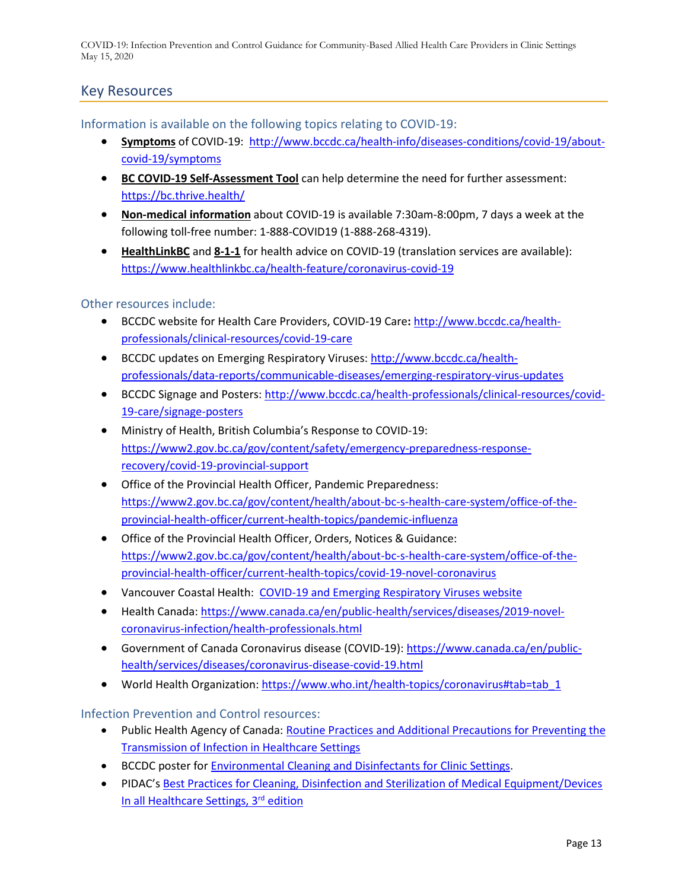## Key Resources

### Information is available on the following topics relating to COVID-19:

- **Symptoms** of COVID-19: http://www.bccdc.ca/health-info/diseases-conditions/covid-19/about-covid-19/symptoms
- **BC COVID-19 Self-Assessment Tool** can help determine the need for further assessment: https://bc.thrive.health/
- **Non-medical information** about COVID-19 is available 7:30am-8:00pm, 7 days a week at the following toll-free number: 1-888-COVID19 (1-888-268-4319).
- **HealthLinkBC** and **8-1-1** for health advice on COVID-19 (translation services are available): https://www.healthlinkbc.ca/health-feature/coronavirus-covid-19

### Other resources include:

- BCCDC website for Health Care Providers, COVID-19 Care**:** http://www.bccdc.ca/health-professionals/clinical-resources/covid-19-care
- BCCDC updates on Emerging Respiratory Viruses: http://www.bccdc.ca/health-professionals/data-reports/communicable-diseases/emerging-respiratory-virus-updates
- BCCDC Signage and Posters: http://www.bccdc.ca/health-professionals/clinical-resources/covid-19-care/signage-posters
- Ministry of Health, British Columbia's Response to COVID-19: https://www2.gov.bc.ca/gov/content/safety/emergency-preparedness-response-recovery/covid-19-provincial-support
- Office of the Provincial Health Officer, Pandemic Preparedness: https://www2.gov.bc.ca/gov/content/health/about-bc-s-health-care-system/office-of-the-provincial-health-officer/current-health-topics/pandemic-influenza
- Office of the Provincial Health Officer, Orders, Notices & Guidance: https://www2.gov.bc.ca/gov/content/health/about-bc-s-health-care-system/office-of-the-provincial-health-officer/current-health-topics/covid-19-novel-coronavirus
- Vancouver Coastal Health: COVID-19 and Emerging Respiratory Viruses website
- Health Canada: https://www.canada.ca/en/public-health/services/diseases/2019-novel-coronavirus-infection/health-professionals.html
- Government of Canada Coronavirus disease (COVID-19): https://www.canada.ca/en/public-health/services/diseases/coronavirus-disease-covid-19.html
- World Health Organization: https://www.who.int/health-topics/coronavirus#tab=tab_1

### Infection Prevention and Control resources:

- Public Health Agency of Canada: Routine Practices and Additional Precautions for Preventing the Transmission of Infection in Healthcare Settings
- BCCDC poster for Environmental Cleaning and Disinfectants for Clinic Settings.
- PIDAC's Best Practices for Cleaning, Disinfection and Sterilization of Medical Equipment/Devices In all Healthcare Settings, 3rd edition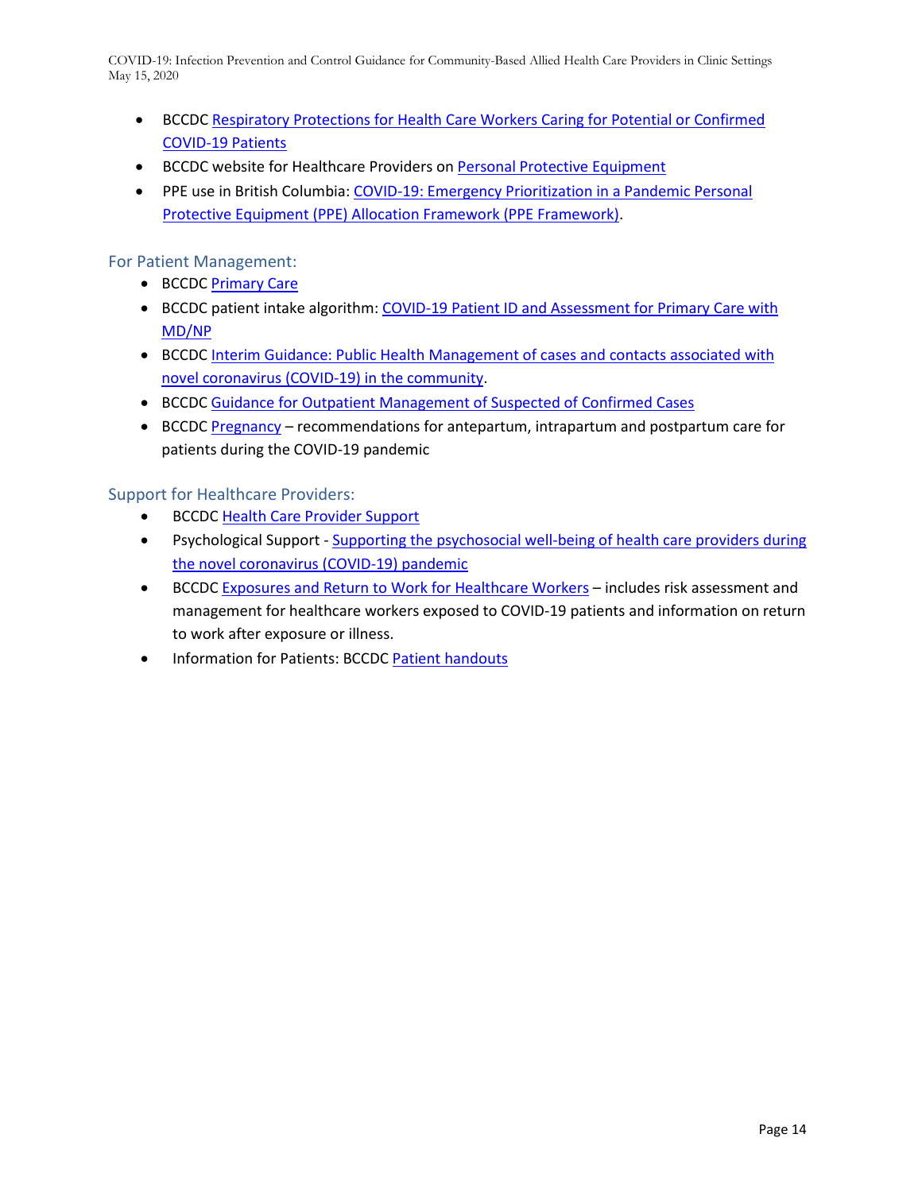- BCCDC Respiratory Protections for Health Care Workers Caring for Potential or Confirmed COVID-19 Patients
- BCCDC website for Healthcare Providers on Personal Protective Equipment
- PPE use in British Columbia: COVID-19: Emergency Prioritization in a Pandemic Personal Protective Equipment (PPE) Allocation Framework (PPE Framework).

### For Patient Management:

- BCCDC Primary Care
- BCCDC patient intake algorithm: COVID-19 Patient ID and Assessment for Primary Care with MD/NP
- BCCDC Interim Guidance: Public Health Management of cases and contacts associated with novel coronavirus (COVID-19) in the community.
- BCCDC Guidance for Outpatient Management of Suspected of Confirmed Cases
- BCCDC Pregnancy – recommendations for antepartum, intrapartum and postpartum care for patients during the COVID-19 pandemic

### Support for Healthcare Providers:

- BCCDC Health Care Provider Support
- Psychological Support - Supporting the psychosocial well-being of health care providers during the novel coronavirus (COVID-19) pandemic
- BCCDC Exposures and Return to Work for Healthcare Workers – includes risk assessment and management for healthcare workers exposed to COVID-19 patients and information on return to work after exposure or illness.
- Information for Patients: BCCDC Patient handouts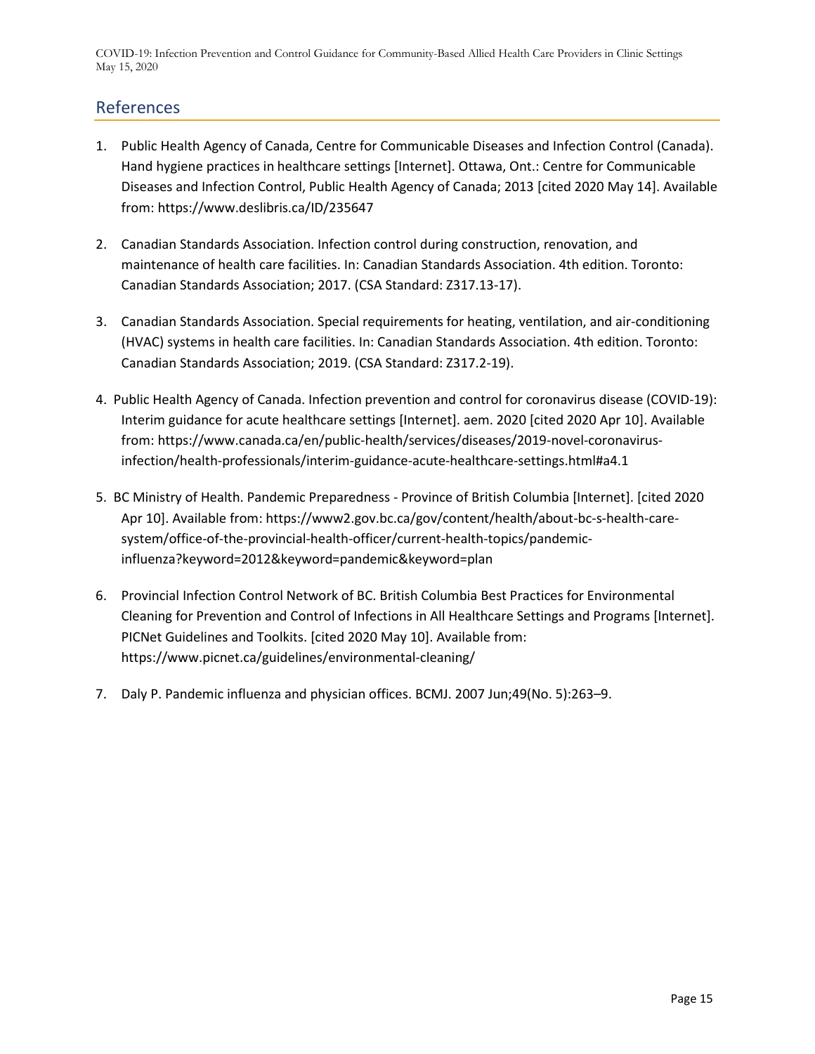## References

1. Public Health Agency of Canada, Centre for Communicable Diseases and Infection Control (Canada). Hand hygiene practices in healthcare settings [Internet]. Ottawa, Ont.: Centre for Communicable Diseases and Infection Control, Public Health Agency of Canada; 2013 [cited 2020 May 14]. Available from: https://www.deslibris.ca/ID/235647

2. Canadian Standards Association. Infection control during construction, renovation, and maintenance of health care facilities. In: Canadian Standards Association. 4th edition. Toronto: Canadian Standards Association; 2017. (CSA Standard: Z317.13-17).

3. Canadian Standards Association. Special requirements for heating, ventilation, and air-conditioning (HVAC) systems in health care facilities. In: Canadian Standards Association. 4th edition. Toronto: Canadian Standards Association; 2019. (CSA Standard: Z317.2-19).

4. Public Health Agency of Canada. Infection prevention and control for coronavirus disease (COVID-19): Interim guidance for acute healthcare settings [Internet]. aem. 2020 [cited 2020 Apr 10]. Available from: https://www.canada.ca/en/public-health/services/diseases/2019-novel-coronavirus-infection/health-professionals/interim-guidance-acute-healthcare-settings.html#a4.1

5. BC Ministry of Health. Pandemic Preparedness - Province of British Columbia [Internet]. [cited 2020 Apr 10]. Available from: https://www2.gov.bc.ca/gov/content/health/about-bc-s-health-care-system/office-of-the-provincial-health-officer/current-health-topics/pandemic-influenza?keyword=2012&keyword=pandemic&keyword=plan

6. Provincial Infection Control Network of BC. British Columbia Best Practices for Environmental Cleaning for Prevention and Control of Infections in All Healthcare Settings and Programs [Internet]. PICNet Guidelines and Toolkits. [cited 2020 May 10]. Available from: https://www.picnet.ca/guidelines/environmental-cleaning/

7. Daly P. Pandemic influenza and physician offices. BCMJ. 2007 Jun;49(No. 5):263–9.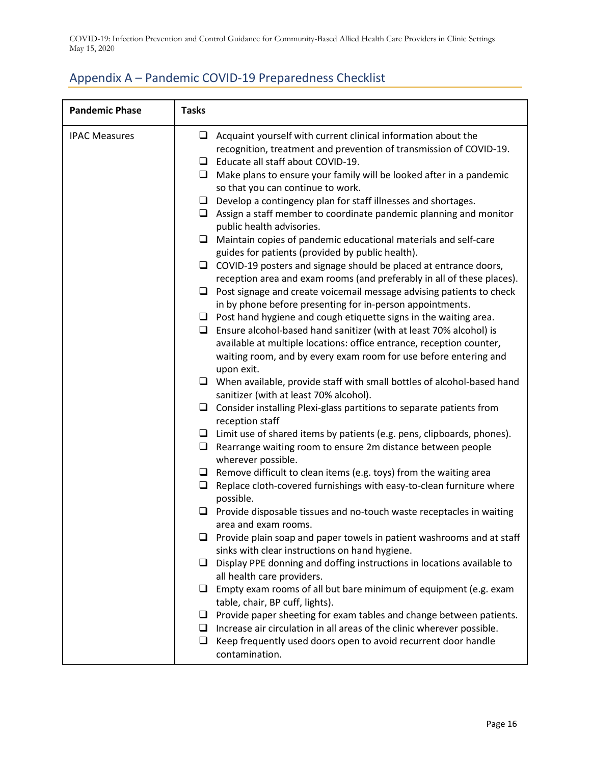## Appendix A – Pandemic COVID-19 Preparedness Checklist

| Pandemic Phase | Tasks |
|---|---|
| IPAC Measures | ❑ Acquaint yourself with current clinical information about the recognition, treatment and prevention of transmission of COVID-19.<br>❑ Educate all staff about COVID-19.<br>❑ Make plans to ensure your family will be looked after in a pandemic so that you can continue to work.<br>❑ Develop a contingency plan for staff illnesses and shortages.<br>❑ Assign a staff member to coordinate pandemic planning and monitor public health advisories.<br>❑ Maintain copies of pandemic educational materials and self-care guides for patients (provided by public health).<br>❑ COVID-19 posters and signage should be placed at entrance doors, reception area and exam rooms (and preferably in all of these places).<br>❑ Post signage and create voicemail message advising patients to check in by phone before presenting for in-person appointments.<br>❑ Post hand hygiene and cough etiquette signs in the waiting area.<br>❑ Ensure alcohol-based hand sanitizer (with at least 70% alcohol) is available at multiple locations: office entrance, reception counter, waiting room, and by every exam room for use before entering and upon exit.<br>❑ When available, provide staff with small bottles of alcohol-based hand sanitizer (with at least 70% alcohol).<br>❑ Consider installing Plexi-glass partitions to separate patients from reception staff<br>❑ Limit use of shared items by patients (e.g. pens, clipboards, phones).<br>❑ Rearrange waiting room to ensure 2m distance between people wherever possible.<br>❑ Remove difficult to clean items (e.g. toys) from the waiting area<br>❑ Replace cloth-covered furnishings with easy-to-clean furniture where possible.<br>❑ Provide disposable tissues and no-touch waste receptacles in waiting area and exam rooms.<br>❑ Provide plain soap and paper towels in patient washrooms and at staff sinks with clear instructions on hand hygiene.<br>❑ Display PPE donning and doffing instructions in locations available to all health care providers.<br>❑ Empty exam rooms of all but bare minimum of equipment (e.g. exam table, chair, BP cuff, lights).<br>❑ Provide paper sheeting for exam tables and change between patients.<br>❑ Increase air circulation in all areas of the clinic wherever possible.<br>❑ Keep frequently used doors open to avoid recurrent door handle contamination. |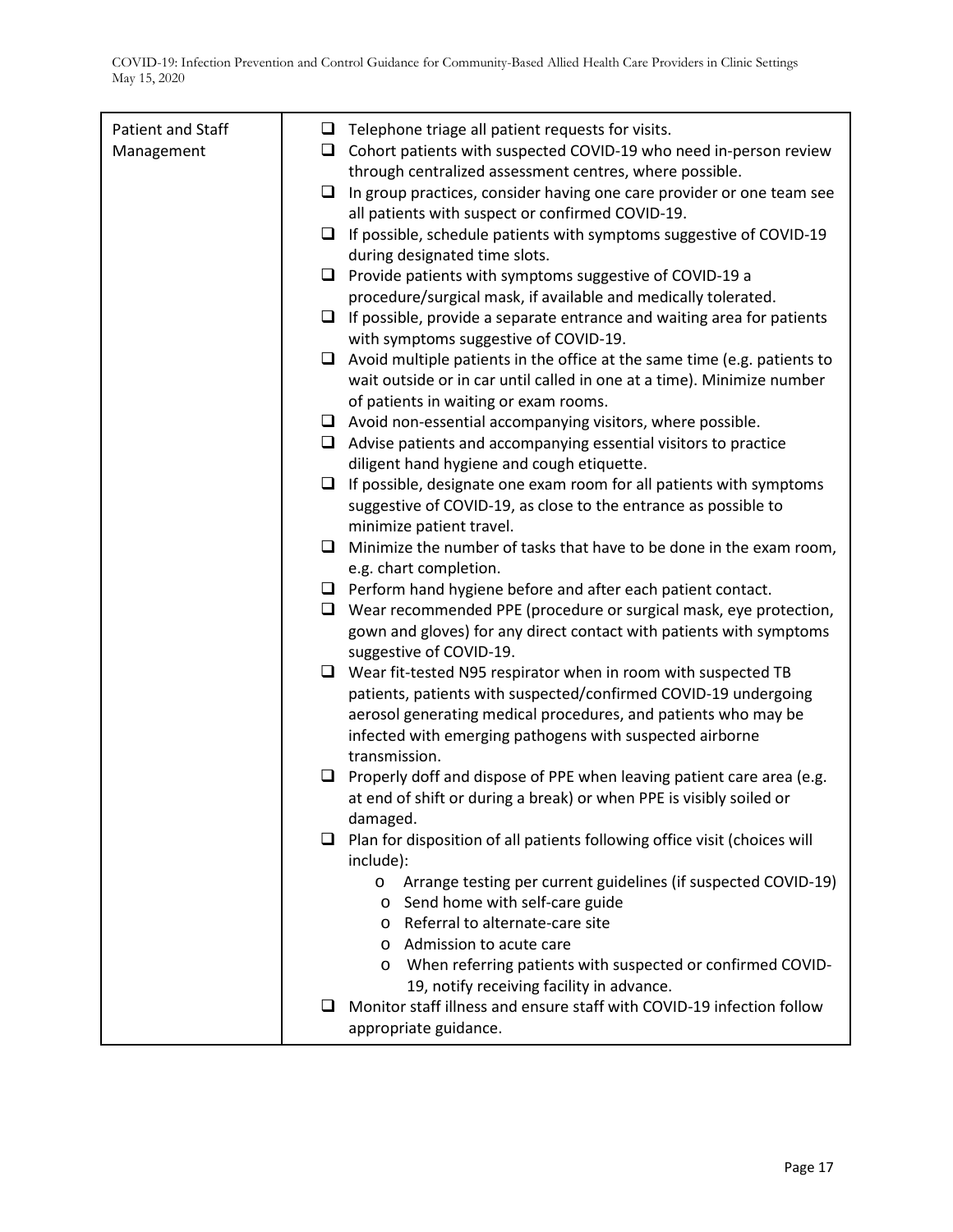| | |
|---|---|
| Patient and Staff Management | ❑ Telephone triage all patient requests for visits.<br>❑ Cohort patients with suspected COVID-19 who need in-person review through centralized assessment centres, where possible.<br>❑ In group practices, consider having one care provider or one team see all patients with suspect or confirmed COVID-19.<br>❑ If possible, schedule patients with symptoms suggestive of COVID-19 during designated time slots.<br>❑ Provide patients with symptoms suggestive of COVID-19 a procedure/surgical mask, if available and medically tolerated.<br>❑ If possible, provide a separate entrance and waiting area for patients with symptoms suggestive of COVID-19.<br>❑ Avoid multiple patients in the office at the same time (e.g. patients to wait outside or in car until called in one at a time). Minimize number of patients in waiting or exam rooms.<br>❑ Avoid non-essential accompanying visitors, where possible.<br>❑ Advise patients and accompanying essential visitors to practice diligent hand hygiene and cough etiquette.<br>❑ If possible, designate one exam room for all patients with symptoms suggestive of COVID-19, as close to the entrance as possible to minimize patient travel.<br>❑ Minimize the number of tasks that have to be done in the exam room, e.g. chart completion.<br>❑ Perform hand hygiene before and after each patient contact.<br>❑ Wear recommended PPE (procedure or surgical mask, eye protection, gown and gloves) for any direct contact with patients with symptoms suggestive of COVID-19.<br>❑ Wear fit-tested N95 respirator when in room with suspected TB patients, patients with suspected/confirmed COVID-19 undergoing aerosol generating medical procedures, and patients who may be infected with emerging pathogens with suspected airborne transmission.<br>❑ Properly doff and dispose of PPE when leaving patient care area (e.g. at end of shift or during a break) or when PPE is visibly soiled or damaged.<br>❑ Plan for disposition of all patients following office visit (choices will include):<br>o Arrange testing per current guidelines (if suspected COVID-19)<br>o Send home with self-care guide<br>o Referral to alternate-care site<br>o Admission to acute care<br>o When referring patients with suspected or confirmed COVID-19, notify receiving facility in advance.<br>❑ Monitor staff illness and ensure staff with COVID-19 infection follow appropriate guidance. |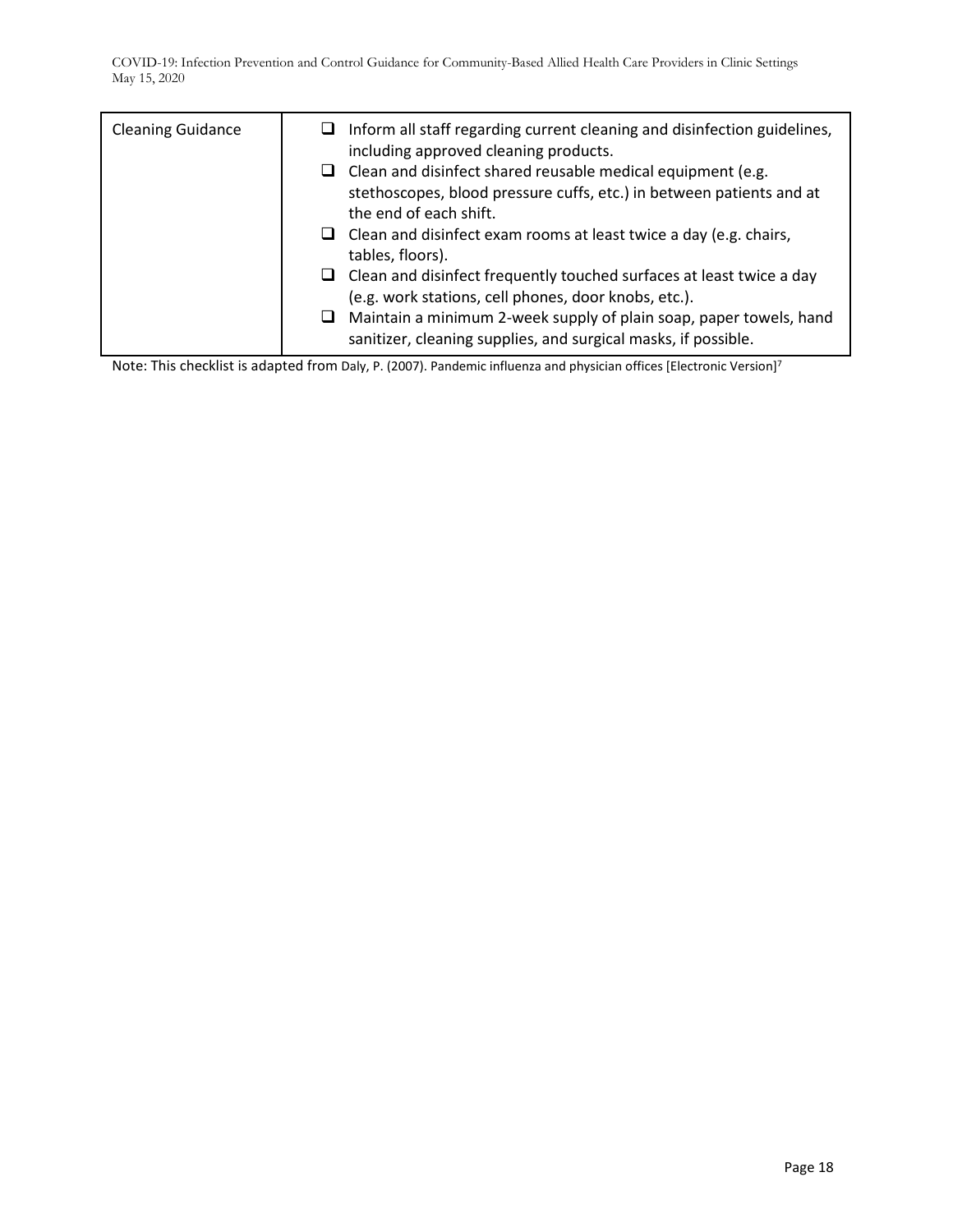| | |
|---|---|
| Cleaning Guidance | ❑ Inform all staff regarding current cleaning and disinfection guidelines, including approved cleaning products.<br>❑ Clean and disinfect shared reusable medical equipment (e.g. stethoscopes, blood pressure cuffs, etc.) in between patients and at the end of each shift.<br>❑ Clean and disinfect exam rooms at least twice a day (e.g. chairs, tables, floors).<br>❑ Clean and disinfect frequently touched surfaces at least twice a day (e.g. work stations, cell phones, door knobs, etc.).<br>❑ Maintain a minimum 2-week supply of plain soap, paper towels, hand sanitizer, cleaning supplies, and surgical masks, if possible. |

Note: This checklist is adapted from Daly, P. (2007). Pandemic influenza and physician offices [Electronic Version][7]